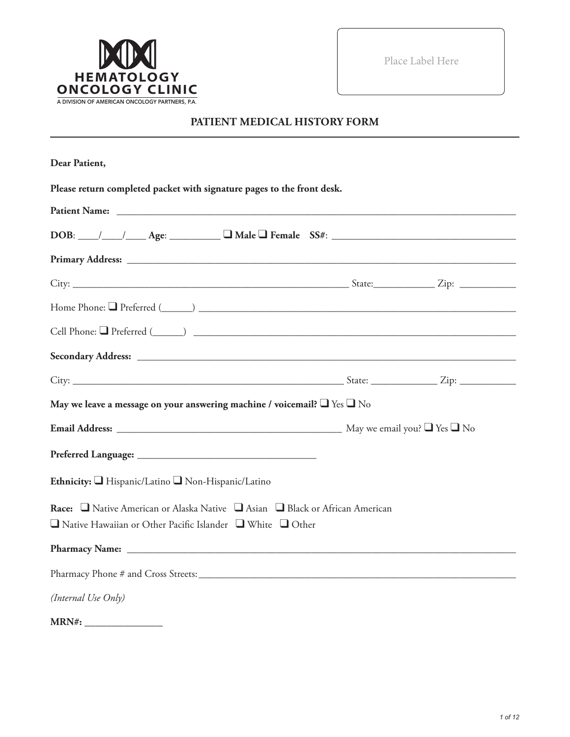**HEMATOLOGY ONCOLOGY CLINIC**
A DIVISION OF AMERICAN ONCOLOGY PARTNERS, P.A.

Place Label Here

## PATIENT MEDICAL HISTORY FORM

**Dear Patient,**

**Please return completed packet with signature pages to the front desk.**

**Patient Name:** ______________________________________________

**DOB**: ____/____/____ **Age**: __________ ❑ **Male** ❑ **Female** **SS#**: ______________________________

**Primary Address:** ______________________________________________

City: ______________________________ State:____________ Zip: ___________

Home Phone: ❑ Preferred (______) ______________________________________

Cell Phone: ❑ Preferred (______) ______________________________________

**Secondary Address:** ______________________________________________

City: ______________________________ State: _____________ Zip: ___________

**May we leave a message on your answering machine / voicemail?** ❑ Yes ❑ No

**Email Address:** ______________________________ May we email you? ❑ Yes ❑ No

**Preferred Language:** ______________________________

**Ethnicity:** ❑ Hispanic/Latino ❑ Non-Hispanic/Latino

**Race:** ❑ Native American or Alaska Native ❑ Asian ❑ Black or African American
❑ Native Hawaiian or Other Pacific Islander ❑ White ❑ Other

**Pharmacy Name:** ______________________________________________

Pharmacy Phone # and Cross Streets: ______________________________________________

*(Internal Use Only)*

**MRN#:** _______________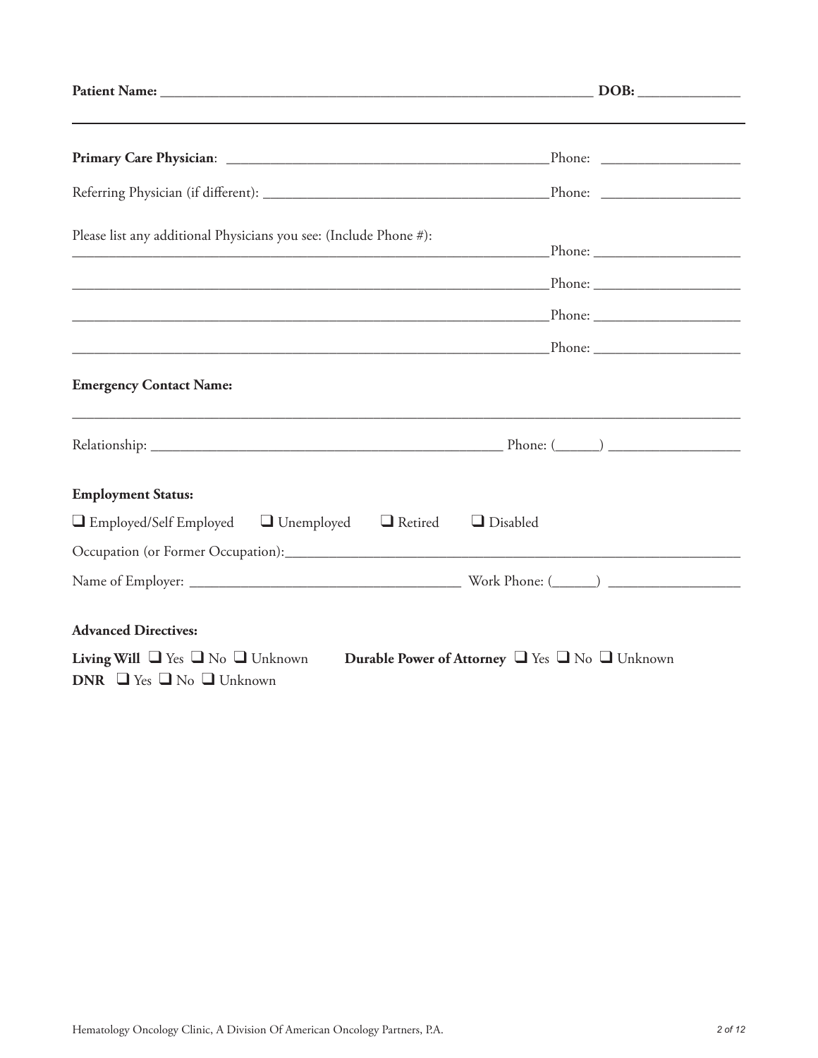**Patient Name:** ____________________________________________________________ **DOB:** ______________

---

**Primary Care Physician**: _____________________________________________Phone: ___________________

Referring Physician (if different): _______________________________________Phone: ___________________

Please list any additional Physicians you see: (Include Phone #):

_________________________________________________________________Phone: ____________________

_________________________________________________________________Phone: ____________________

_________________________________________________________________Phone: ____________________

_________________________________________________________________Phone: ____________________

**Emergency Contact Name:**

____________________________________________________________________________________________

Relationship: ________________________________________________ Phone: (______) __________________

**Employment Status:**

❑ Employed/Self Employed ❑ Unemployed ❑ Retired ❑ Disabled

Occupation (or Former Occupation):_____________________________________________________________

Name of Employer: ___________________________________ Work Phone: (______) __________________

**Advanced Directives:**

**Living Will** ❑ Yes ❑ No ❑ Unknown **Durable Power of Attorney** ❑ Yes ❑ No ❑ Unknown

**DNR** ❑ Yes ❑ No ❑ Unknown

Hematology Oncology Clinic, A Division Of American Oncology Partners, P.A.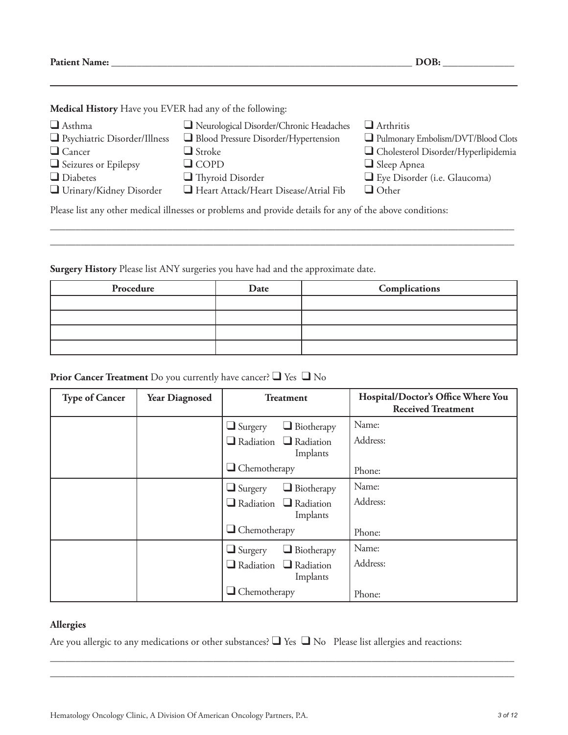**Patient Name:** ___________________________________________________________ **DOB:** ______________

**Medical History** Have you EVER had any of the following:

- ☐ Asthma
- ☐ Psychiatric Disorder/Illness
- ☐ Cancer
- ☐ Seizures or Epilepsy
- ☐ Diabetes
- ☐ Urinary/Kidney Disorder
- ☐ Neurological Disorder/Chronic Headaches
- ☐ Blood Pressure Disorder/Hypertension
- ☐ Stroke
- ☐ COPD
- ☐ Thyroid Disorder
- ☐ Heart Attack/Heart Disease/Atrial Fib
- ☐ Arthritis
- ☐ Pulmonary Embolism/DVT/Blood Clots
- ☐ Cholesterol Disorder/Hyperlipidemia
- ☐ Sleep Apnea
- ☐ Eye Disorder (i.e. Glaucoma)
- ☐ Other

Please list any other medical illnesses or problems and provide details for any of the above conditions:

______________________________________________________________________________________________

______________________________________________________________________________________________

**Surgery History** Please list ANY surgeries you have had and the approximate date.

| Procedure | Date | Complications |
|---|---|---|
| | | |
| | | |
| | | |
| | | |

**Prior Cancer Treatment** Do you currently have cancer? ☐ Yes ☐ No

| Type of Cancer | Year Diagnosed | Treatment | Hospital/Doctor's Office Where You Received Treatment |
|---|---|---|---|
| | | ☐ Surgery ☐ Biotherapy ☐ Radiation ☐ Radiation Implants ☐ Chemotherapy | Name: Address: Phone: |
| | | ☐ Surgery ☐ Biotherapy ☐ Radiation ☐ Radiation Implants ☐ Chemotherapy | Name: Address: Phone: |
| | | ☐ Surgery ☐ Biotherapy ☐ Radiation ☐ Radiation Implants ☐ Chemotherapy | Name: Address: Phone: |

**Allergies**

Are you allergic to any medications or other substances? ☐ Yes ☐ No Please list allergies and reactions:

______________________________________________________________________________________________

______________________________________________________________________________________________

Hematology Oncology Clinic, A Division Of American Oncology Partners, P.A.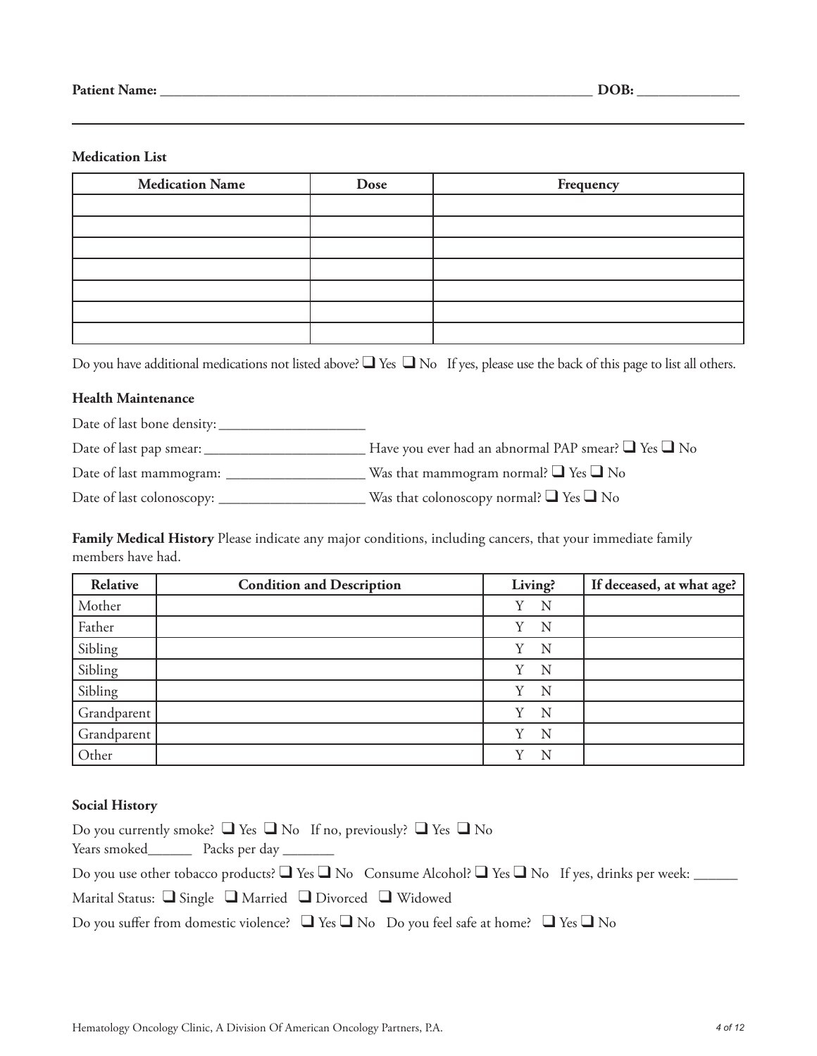**Patient Name:** ________________________________________________ **DOB:** ____________

**Medication List**

| Medication Name | Dose | Frequency |
|---|---|---|
| | | |
| | | |
| | | |
| | | |
| | | |
| | | |
| | | |

Do you have additional medications not listed above? ❑ Yes ❑ No If yes, please use the back of this page to list all others.

**Health Maintenance**

Date of last bone density: ____________________

Date of last pap smear: ______________________ Have you ever had an abnormal PAP smear? ❑ Yes ❑ No

Date of last mammogram: ___________________ Was that mammogram normal? ❑ Yes ❑ No

Date of last colonoscopy: ____________________ Was that colonoscopy normal? ❑ Yes ❑ No

**Family Medical History** Please indicate any major conditions, including cancers, that your immediate family members have had.

| Relative | Condition and Description | Living? | If deceased, at what age? |
|---|---|---|---|
| Mother | | Y N | |
| Father | | Y N | |
| Sibling | | Y N | |
| Sibling | | Y N | |
| Sibling | | Y N | |
| Grandparent | | Y N | |
| Grandparent | | Y N | |
| Other | | Y N | |

**Social History**

Do you currently smoke? ❑ Yes ❑ No If no, previously? ❑ Yes ❑ No
Years smoked______ Packs per day _______

Do you use other tobacco products? ❑ Yes ❑ No Consume Alcohol? ❑ Yes ❑ No If yes, drinks per week: ______

Marital Status: ❑ Single ❑ Married ❑ Divorced ❑ Widowed

Do you suffer from domestic violence? ❑ Yes ❑ No Do you feel safe at home? ❑ Yes ❑ No

Hematology Oncology Clinic, A Division Of American Oncology Partners, P.A.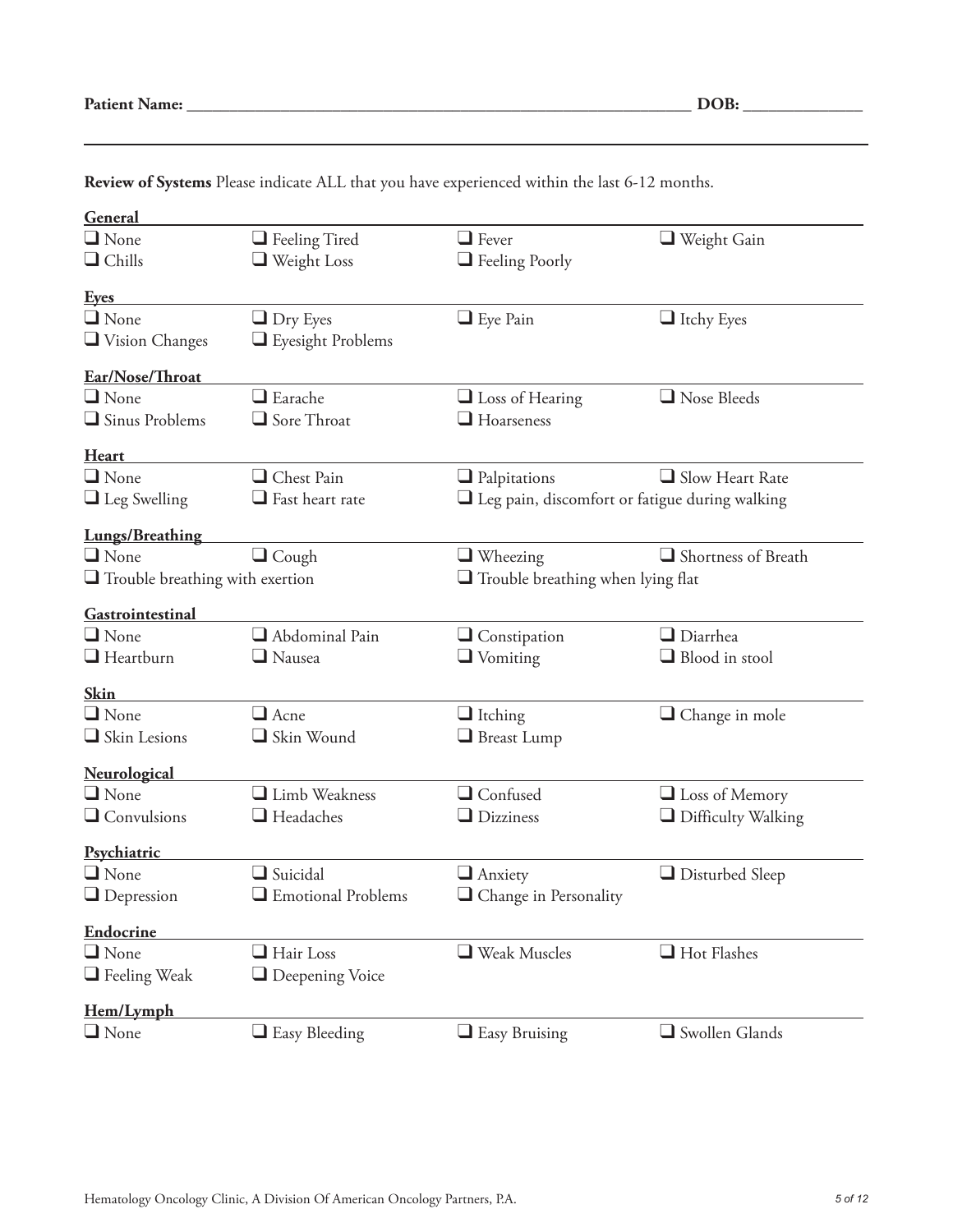**Patient Name:** ______________________________________________ **DOB:** ______________

**Review of Systems** Please indicate ALL that you have experienced within the last 6-12 months.

**General**

- ☐ None
- ☐ Feeling Tired
- ☐ Fever
- ☐ Weight Gain
- ☐ Chills
- ☐ Weight Loss
- ☐ Feeling Poorly

**Eyes**

- ☐ None
- ☐ Dry Eyes
- ☐ Eye Pain
- ☐ Itchy Eyes
- ☐ Vision Changes
- ☐ Eyesight Problems

**Ear/Nose/Throat**

- ☐ None
- ☐ Earache
- ☐ Loss of Hearing
- ☐ Nose Bleeds
- ☐ Sinus Problems
- ☐ Sore Throat
- ☐ Hoarseness

**Heart**

- ☐ None
- ☐ Chest Pain
- ☐ Palpitations
- ☐ Slow Heart Rate
- ☐ Leg Swelling
- ☐ Fast heart rate
- ☐ Leg pain, discomfort or fatigue during walking

**Lungs/Breathing**

- ☐ None
- ☐ Cough
- ☐ Wheezing
- ☐ Shortness of Breath
- ☐ Trouble breathing with exertion
- ☐ Trouble breathing when lying flat

**Gastrointestinal**

- ☐ None
- ☐ Abdominal Pain
- ☐ Constipation
- ☐ Diarrhea
- ☐ Heartburn
- ☐ Nausea
- ☐ Vomiting
- ☐ Blood in stool

**Skin**

- ☐ None
- ☐ Acne
- ☐ Itching
- ☐ Change in mole
- ☐ Skin Lesions
- ☐ Skin Wound
- ☐ Breast Lump

**Neurological**

- ☐ None
- ☐ Limb Weakness
- ☐ Confused
- ☐ Loss of Memory
- ☐ Convulsions
- ☐ Headaches
- ☐ Dizziness
- ☐ Difficulty Walking

**Psychiatric**

- ☐ None
- ☐ Suicidal
- ☐ Anxiety
- ☐ Disturbed Sleep
- ☐ Depression
- ☐ Emotional Problems
- ☐ Change in Personality

**Endocrine**

- ☐ None
- ☐ Hair Loss
- ☐ Weak Muscles
- ☐ Hot Flashes
- ☐ Feeling Weak
- ☐ Deepening Voice

**Hem/Lymph**

- ☐ None
- ☐ Easy Bleeding
- ☐ Easy Bruising
- ☐ Swollen Glands

Hematology Oncology Clinic, A Division Of American Oncology Partners, P.A.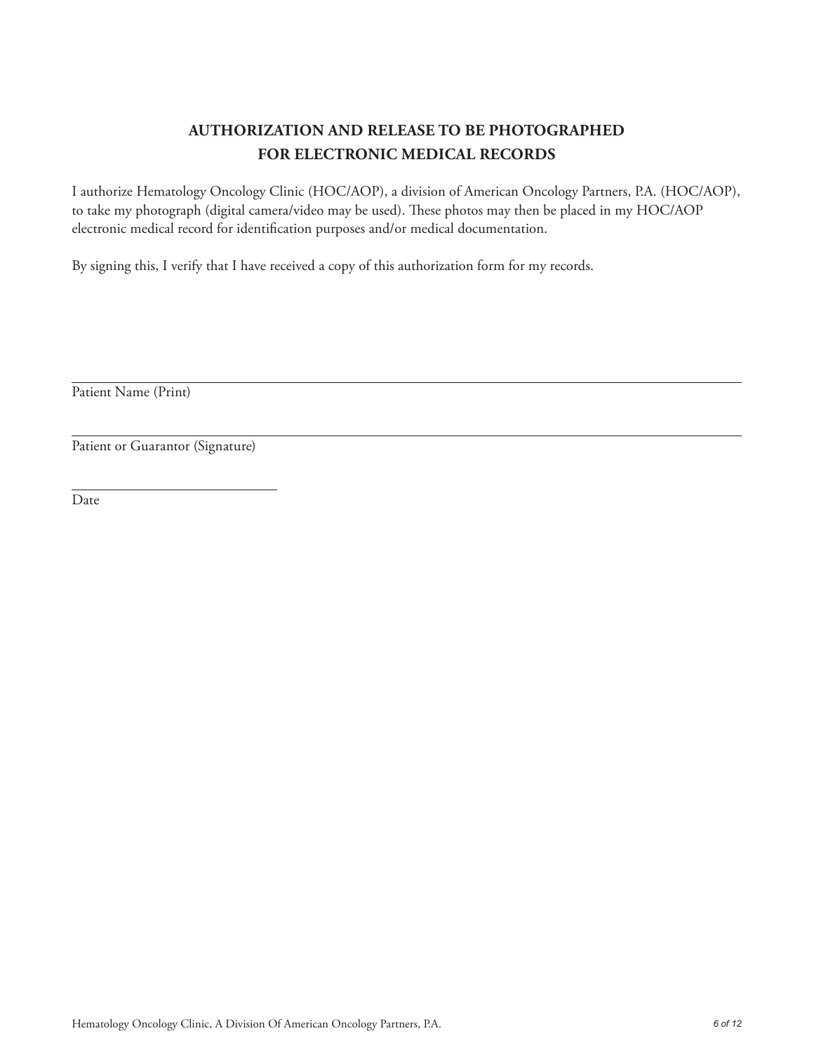# AUTHORIZATION AND RELEASE TO BE PHOTOGRAPHED FOR ELECTRONIC MEDICAL RECORDS

I authorize Hematology Oncology Clinic (HOC/AOP), a division of American Oncology Partners, P.A. (HOC/AOP), to take my photograph (digital camera/video may be used). These photos may then be placed in my HOC/AOP electronic medical record for identification purposes and/or medical documentation.

By signing this, I verify that I have received a copy of this authorization form for my records.

_______________________________________________

Patient Name (Print)

_______________________________________________

Patient or Guarantor (Signature)

____________________

Date

Hematology Oncology Clinic, A Division Of American Oncology Partners, P.A.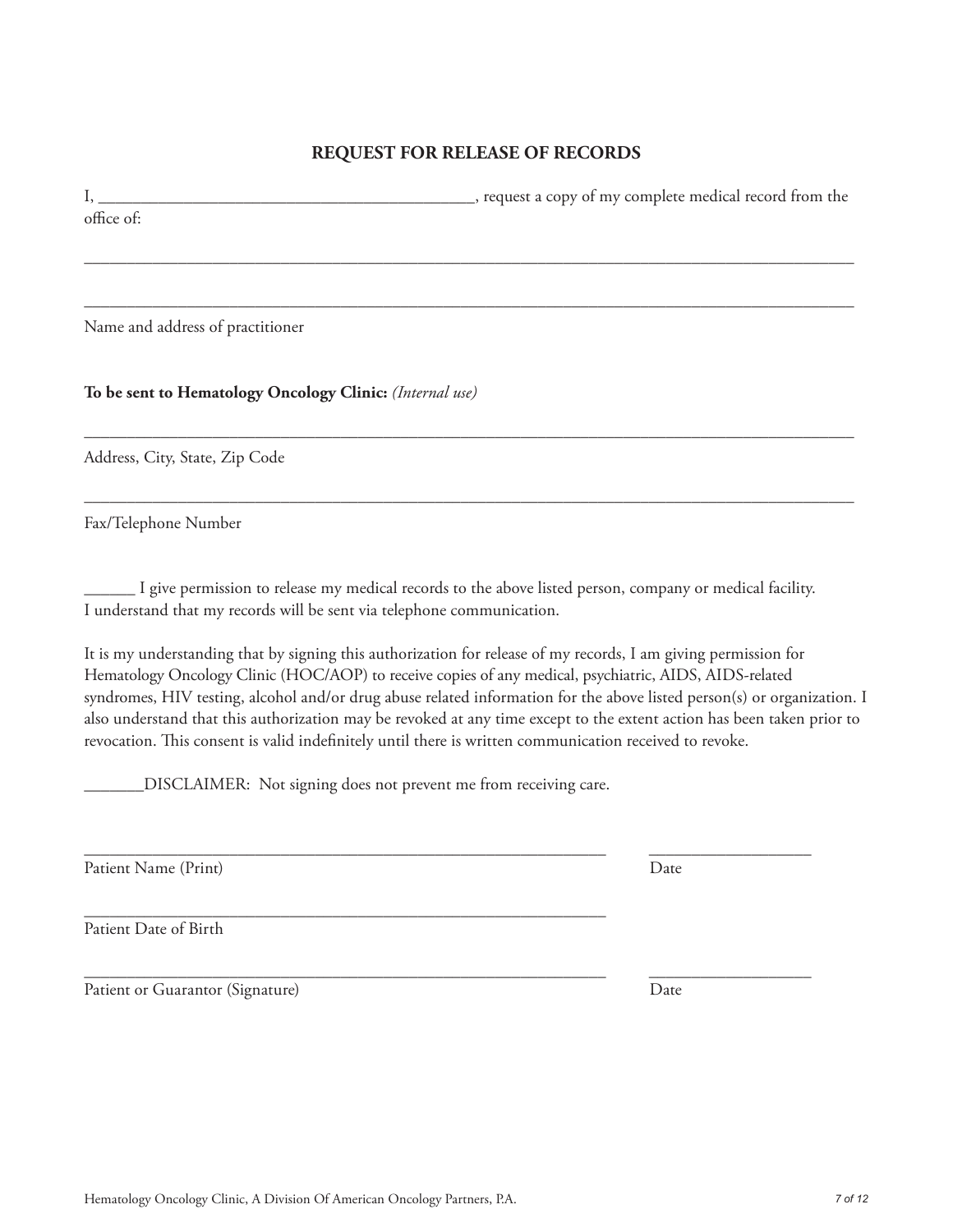## REQUEST FOR RELEASE OF RECORDS

I, ____________________________________________, request a copy of my complete medical record from the office of:

______________________________________________________________________________________________

______________________________________________________________________________________________

Name and address of practitioner

**To be sent to Hematology Oncology Clinic:** *(Internal use)*

______________________________________________________________________________________________

Address, City, State, Zip Code

______________________________________________________________________________________________

Fax/Telephone Number

______ I give permission to release my medical records to the above listed person, company or medical facility. I understand that my records will be sent via telephone communication.

It is my understanding that by signing this authorization for release of my records, I am giving permission for Hematology Oncology Clinic (HOC/AOP) to receive copies of any medical, psychiatric, AIDS, AIDS-related syndromes, HIV testing, alcohol and/or drug abuse related information for the above listed person(s) or organization. I also understand that this authorization may be revoked at any time except to the extent action has been taken prior to revocation. This consent is valid indefinitely until there is written communication received to revoke.

_______DISCLAIMER: Not signing does not prevent me from receiving care.

______________________________________________________________ ___________________

Patient Name (Print) Date

______________________________________________________________

Patient Date of Birth

______________________________________________________________ ___________________

Patient or Guarantor (Signature) Date

Hematology Oncology Clinic, A Division Of American Oncology Partners, P.A.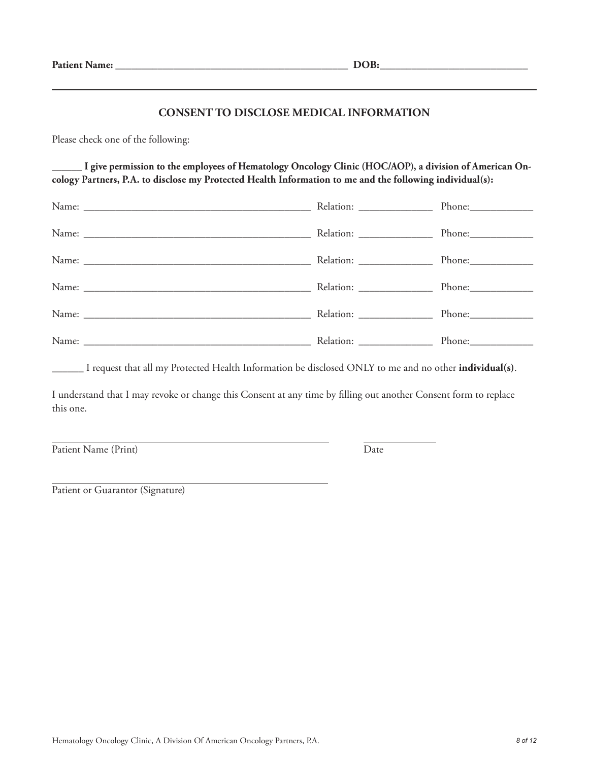**Patient Name:** _____________________________________________ **DOB:**____________________________

## CONSENT TO DISCLOSE MEDICAL INFORMATION

Please check one of the following:

**______ I give permission to the employees of Hematology Oncology Clinic (HOC/AOP), a division of American Oncology Partners, P.A. to disclose my Protected Health Information to me and the following individual(s):**

Name: ____________________________________________ Relation: ______________ Phone:____________

Name: ____________________________________________ Relation: ______________ Phone:____________

Name: ____________________________________________ Relation: ______________ Phone:____________

Name: ____________________________________________ Relation: ______________ Phone:____________

Name: ____________________________________________ Relation: ______________ Phone:____________

Name: ____________________________________________ Relation: ______________ Phone:____________

______ I request that all my Protected Health Information be disclosed ONLY to me and no other **individual(s)**.

I understand that I may revoke or change this Consent at any time by filling out another Consent form to replace this one.

_____________________________________________ ______________

Patient Name (Print) Date

_____________________________________________

Patient or Guarantor (Signature)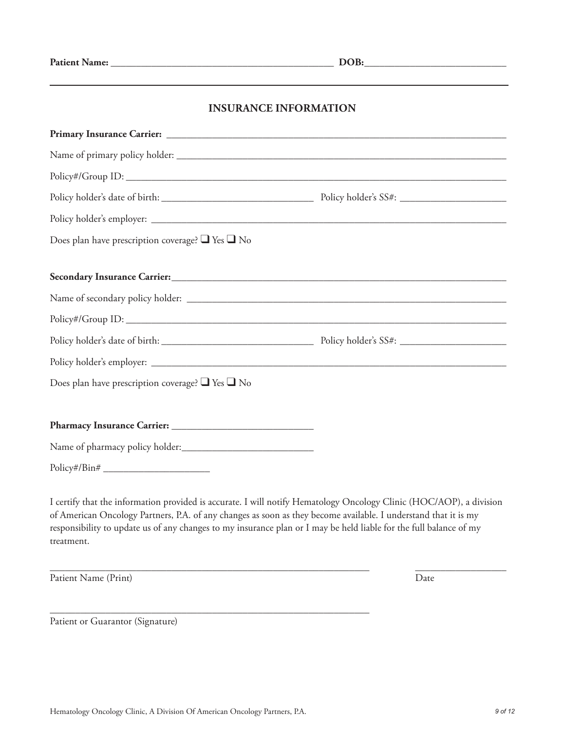**Patient Name:** _____________________________________________ **DOB:**____________________________

## INSURANCE INFORMATION

**Primary Insurance Carrier:** ______________________________________________________________________

Name of primary policy holder: ______________________________________________________________

Policy#/Group ID: ______________________________________________________________________

Policy holder's date of birth: ______________________________ Policy holder's SS#: _____________________

Policy holder's employer: ____________________________________________________________________

Does plan have prescription coverage? ❑ Yes ❑ No

**Secondary Insurance Carrier:**____________________________________________________________________

Name of secondary policy holder: ____________________________________________________________

Policy#/Group ID: ______________________________________________________________________

Policy holder's date of birth: ______________________________ Policy holder's SS#: _____________________

Policy holder's employer: ____________________________________________________________________

Does plan have prescription coverage? ❑ Yes ❑ No

**Pharmacy Insurance Carrier:** ____________________________

Name of pharmacy policy holder:__________________________

Policy#/Bin# _____________________

I certify that the information provided is accurate. I will notify Hematology Oncology Clinic (HOC/AOP), a division of American Oncology Partners, P.A. of any changes as soon as they become available. I understand that it is my responsibility to update us of any changes to my insurance plan or I may be held liable for the full balance of my treatment.

_______________________________________________________________ __________________

Patient Name (Print) Date

_______________________________________________________________

Patient or Guarantor (Signature)

Hematology Oncology Clinic, A Division Of American Oncology Partners, P.A.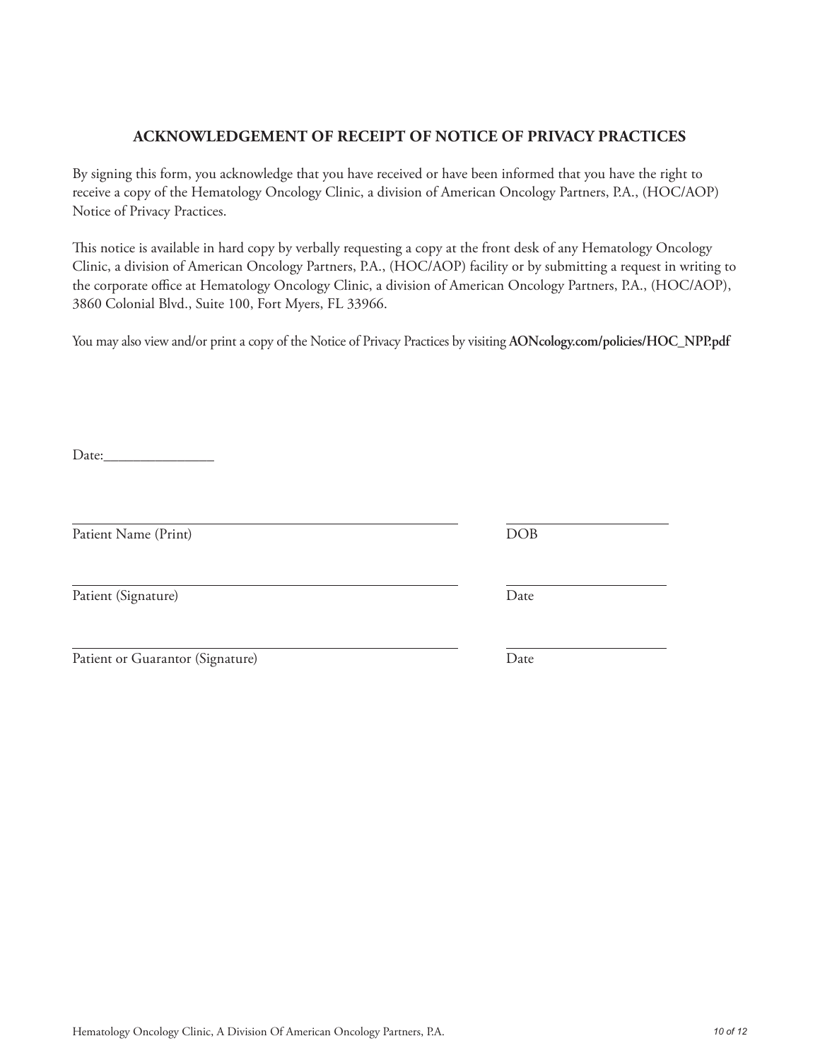## ACKNOWLEDGEMENT OF RECEIPT OF NOTICE OF PRIVACY PRACTICES

By signing this form, you acknowledge that you have received or have been informed that you have the right to receive a copy of the Hematology Oncology Clinic, a division of American Oncology Partners, P.A., (HOC/AOP) Notice of Privacy Practices.

This notice is available in hard copy by verbally requesting a copy at the front desk of any Hematology Oncology Clinic, a division of American Oncology Partners, P.A., (HOC/AOP) facility or by submitting a request in writing to the corporate office at Hematology Oncology Clinic, a division of American Oncology Partners, P.A., (HOC/AOP), 3860 Colonial Blvd., Suite 100, Fort Myers, FL 33966.

You may also view and/or print a copy of the Notice of Privacy Practices by visiting **AONcology.com/policies/HOC_NPP.pdf**

Date:_______________

_____________________________________________ &nbsp;&nbsp;&nbsp; ___________________

Patient Name (Print) &nbsp;&nbsp;&nbsp; DOB

_____________________________________________ &nbsp;&nbsp;&nbsp; ___________________

Patient (Signature) &nbsp;&nbsp;&nbsp; Date

_____________________________________________ &nbsp;&nbsp;&nbsp; ___________________

Patient or Guarantor (Signature) &nbsp;&nbsp;&nbsp; Date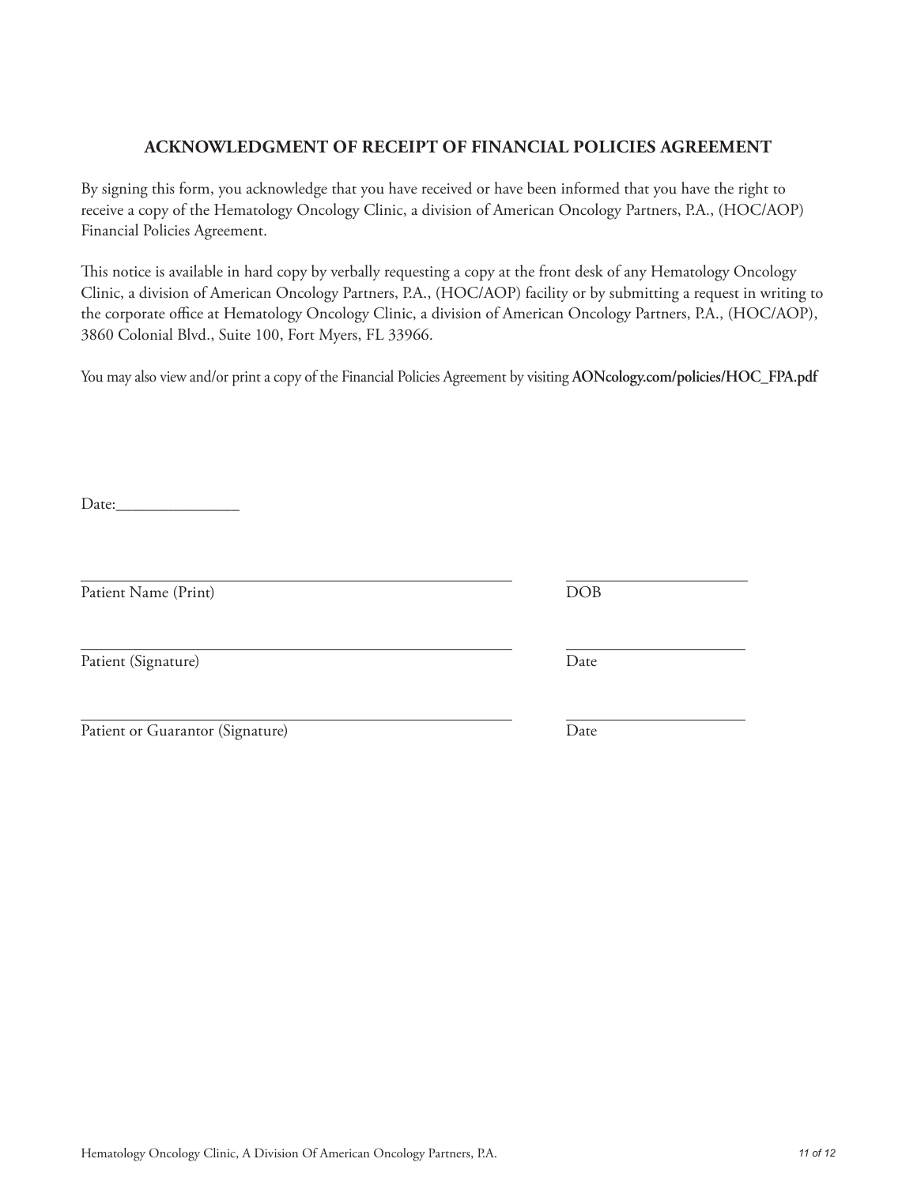## ACKNOWLEDGMENT OF RECEIPT OF FINANCIAL POLICIES AGREEMENT

By signing this form, you acknowledge that you have received or have been informed that you have the right to receive a copy of the Hematology Oncology Clinic, a division of American Oncology Partners, P.A., (HOC/AOP) Financial Policies Agreement.

This notice is available in hard copy by verbally requesting a copy at the front desk of any Hematology Oncology Clinic, a division of American Oncology Partners, P.A., (HOC/AOP) facility or by submitting a request in writing to the corporate office at Hematology Oncology Clinic, a division of American Oncology Partners, P.A., (HOC/AOP), 3860 Colonial Blvd., Suite 100, Fort Myers, FL 33966.

You may also view and/or print a copy of the Financial Policies Agreement by visiting **AONcology.com/policies/HOC_FPA.pdf**

Date:_______________

_____________________________________________ _____________________

Patient Name (Print) DOB

_____________________________________________ _____________________

Patient (Signature) Date

_____________________________________________ _____________________

Patient or Guarantor (Signature) Date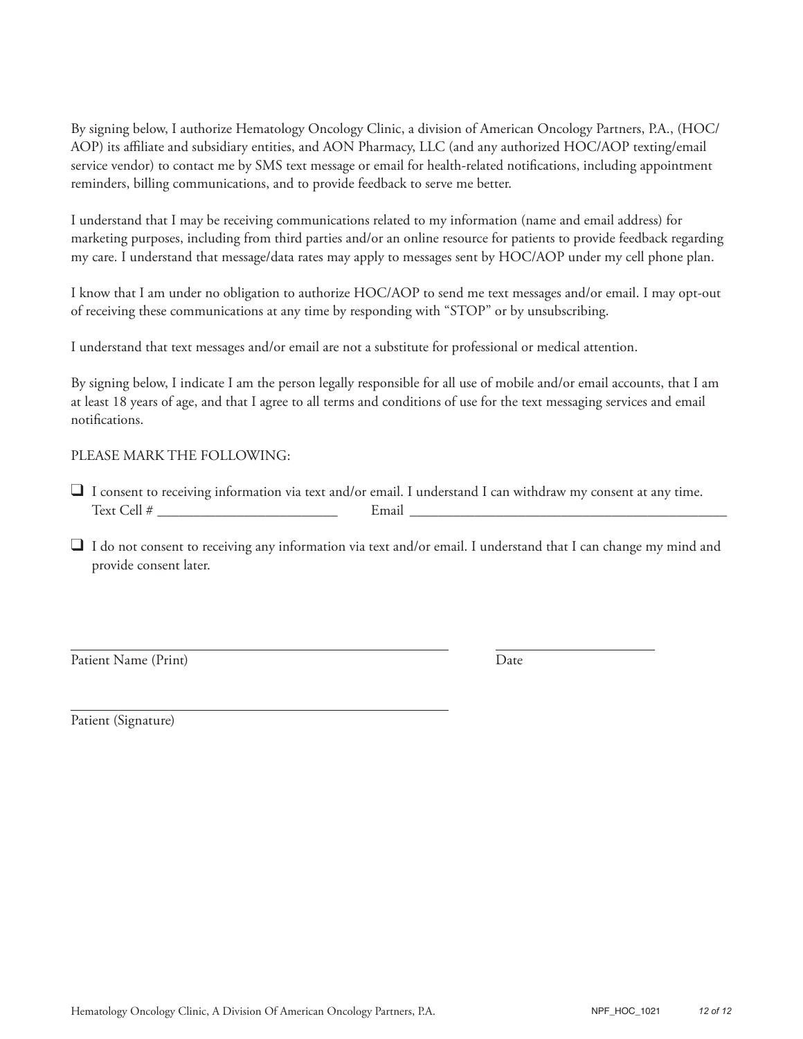By signing below, I authorize Hematology Oncology Clinic, a division of American Oncology Partners, P.A., (HOC/AOP) its affiliate and subsidiary entities, and AON Pharmacy, LLC (and any authorized HOC/AOP texting/email service vendor) to contact me by SMS text message or email for health-related notifications, including appointment reminders, billing communications, and to provide feedback to serve me better.

I understand that I may be receiving communications related to my information (name and email address) for marketing purposes, including from third parties and/or an online resource for patients to provide feedback regarding my care. I understand that message/data rates may apply to messages sent by HOC/AOP under my cell phone plan.

I know that I am under no obligation to authorize HOC/AOP to send me text messages and/or email. I may opt-out of receiving these communications at any time by responding with "STOP" or by unsubscribing.

I understand that text messages and/or email are not a substitute for professional or medical attention.

By signing below, I indicate I am the person legally responsible for all use of mobile and/or email accounts, that I am at least 18 years of age, and that I agree to all terms and conditions of use for the text messaging services and email notifications.

PLEASE MARK THE FOLLOWING:

- ☐ I consent to receiving information via text and/or email. I understand I can withdraw my consent at any time.
  Text Cell # _________________________ Email _____________________________________________

- ☐ I do not consent to receiving any information via text and/or email. I understand that I can change my mind and provide consent later.

______________________________________________________ ______________________

Patient Name (Print) Date

______________________________________________________

Patient (Signature)